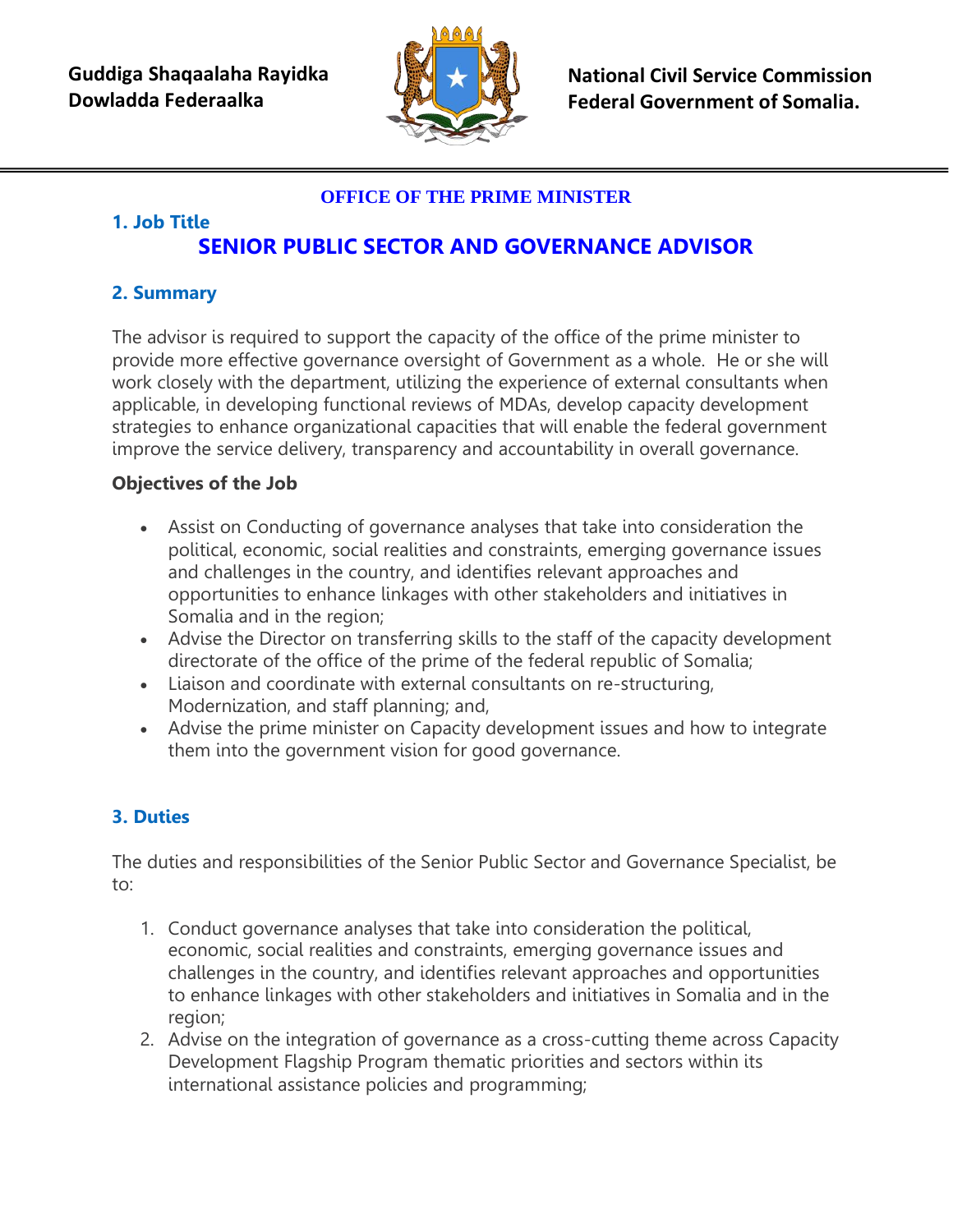**Guddiga Shaqaalaha Rayidka**
**Dowladda Federaalka**

**National Civil Service Commission**
**Federal Government of Somalia.**

**OFFICE OF THE PRIME MINISTER**

## 1. Job Title

# SENIOR PUBLIC SECTOR AND GOVERNANCE ADVISOR

## 2. Summary

The advisor is required to support the capacity of the office of the prime minister to provide more effective governance oversight of Government as a whole. He or she will work closely with the department, utilizing the experience of external consultants when applicable, in developing functional reviews of MDAs, develop capacity development strategies to enhance organizational capacities that will enable the federal government improve the service delivery, transparency and accountability in overall governance.

**Objectives of the Job**

- Assist on Conducting of governance analyses that take into consideration the political, economic, social realities and constraints, emerging governance issues and challenges in the country, and identifies relevant approaches and opportunities to enhance linkages with other stakeholders and initiatives in Somalia and in the region;
- Advise the Director on transferring skills to the staff of the capacity development directorate of the office of the prime of the federal republic of Somalia;
- Liaison and coordinate with external consultants on re-structuring, Modernization, and staff planning; and,
- Advise the prime minister on Capacity development issues and how to integrate them into the government vision for good governance.

## 3. Duties

The duties and responsibilities of the Senior Public Sector and Governance Specialist, be to:

1. Conduct governance analyses that take into consideration the political, economic, social realities and constraints, emerging governance issues and challenges in the country, and identifies relevant approaches and opportunities to enhance linkages with other stakeholders and initiatives in Somalia and in the region;
2. Advise on the integration of governance as a cross-cutting theme across Capacity Development Flagship Program thematic priorities and sectors within its international assistance policies and programming;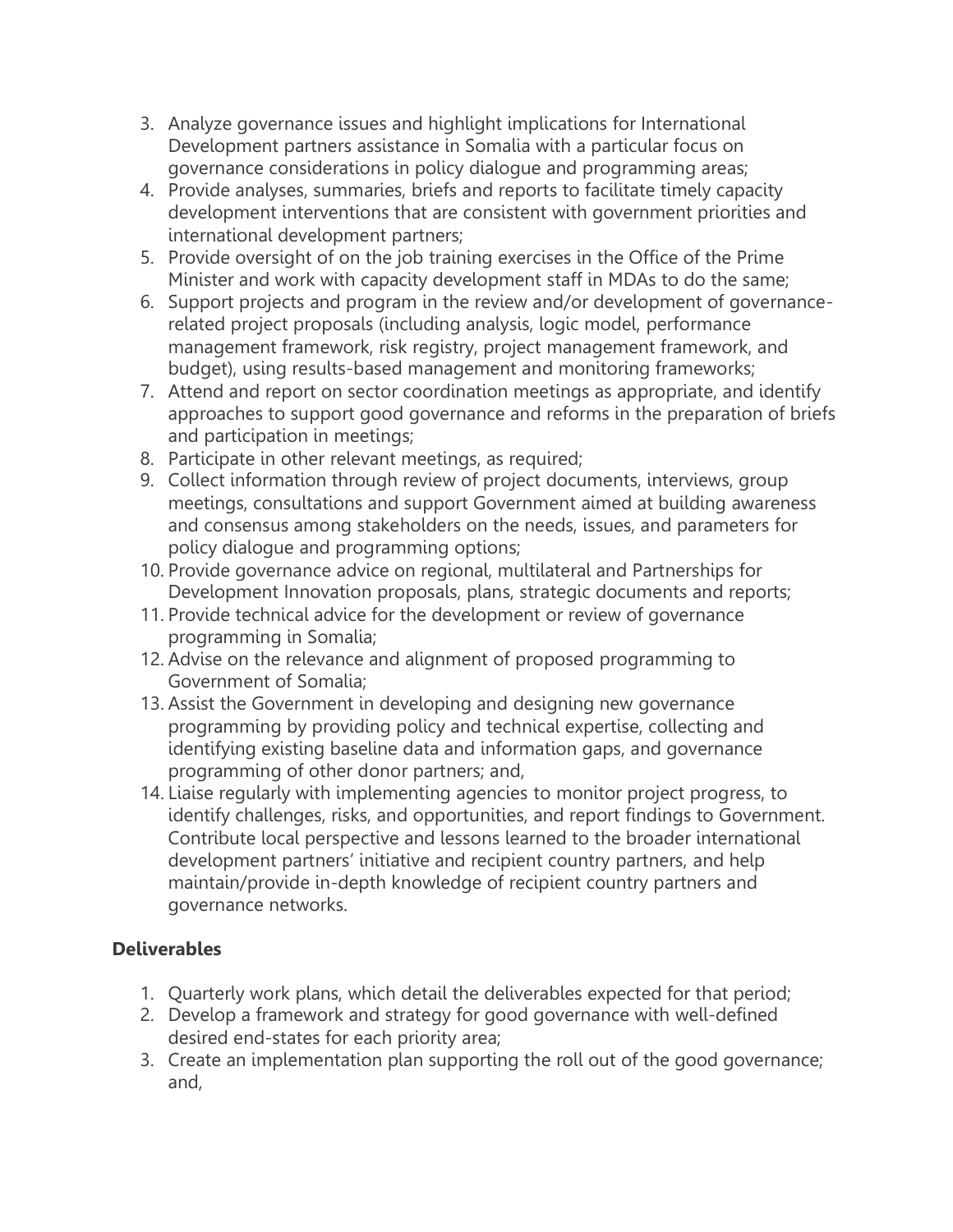3. Analyze governance issues and highlight implications for International Development partners assistance in Somalia with a particular focus on governance considerations in policy dialogue and programming areas;
4. Provide analyses, summaries, briefs and reports to facilitate timely capacity development interventions that are consistent with government priorities and international development partners;
5. Provide oversight of on the job training exercises in the Office of the Prime Minister and work with capacity development staff in MDAs to do the same;
6. Support projects and program in the review and/or development of governance-related project proposals (including analysis, logic model, performance management framework, risk registry, project management framework, and budget), using results-based management and monitoring frameworks;
7. Attend and report on sector coordination meetings as appropriate, and identify approaches to support good governance and reforms in the preparation of briefs and participation in meetings;
8. Participate in other relevant meetings, as required;
9. Collect information through review of project documents, interviews, group meetings, consultations and support Government aimed at building awareness and consensus among stakeholders on the needs, issues, and parameters for policy dialogue and programming options;
10. Provide governance advice on regional, multilateral and Partnerships for Development Innovation proposals, plans, strategic documents and reports;
11. Provide technical advice for the development or review of governance programming in Somalia;
12. Advise on the relevance and alignment of proposed programming to Government of Somalia;
13. Assist the Government in developing and designing new governance programming by providing policy and technical expertise, collecting and identifying existing baseline data and information gaps, and governance programming of other donor partners; and,
14. Liaise regularly with implementing agencies to monitor project progress, to identify challenges, risks, and opportunities, and report findings to Government. Contribute local perspective and lessons learned to the broader international development partners' initiative and recipient country partners, and help maintain/provide in-depth knowledge of recipient country partners and governance networks.

**Deliverables**

1. Quarterly work plans, which detail the deliverables expected for that period;
2. Develop a framework and strategy for good governance with well-defined desired end-states for each priority area;
3. Create an implementation plan supporting the roll out of the good governance; and,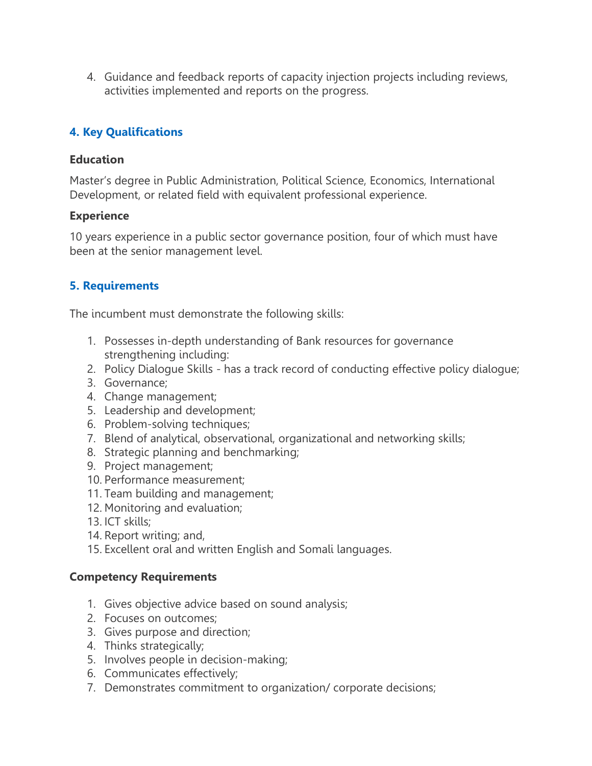4. Guidance and feedback reports of capacity injection projects including reviews, activities implemented and reports on the progress.

## 4. Key Qualifications

**Education**

Master's degree in Public Administration, Political Science, Economics, International Development, or related field with equivalent professional experience.

**Experience**

10 years experience in a public sector governance position, four of which must have been at the senior management level.

## 5. Requirements

The incumbent must demonstrate the following skills:

1. Possesses in-depth understanding of Bank resources for governance strengthening including:
2. Policy Dialogue Skills - has a track record of conducting effective policy dialogue;
3. Governance;
4. Change management;
5. Leadership and development;
6. Problem-solving techniques;
7. Blend of analytical, observational, organizational and networking skills;
8. Strategic planning and benchmarking;
9. Project management;
10. Performance measurement;
11. Team building and management;
12. Monitoring and evaluation;
13. ICT skills;
14. Report writing; and,
15. Excellent oral and written English and Somali languages.

**Competency Requirements**

1. Gives objective advice based on sound analysis;
2. Focuses on outcomes;
3. Gives purpose and direction;
4. Thinks strategically;
5. Involves people in decision-making;
6. Communicates effectively;
7. Demonstrates commitment to organization/ corporate decisions;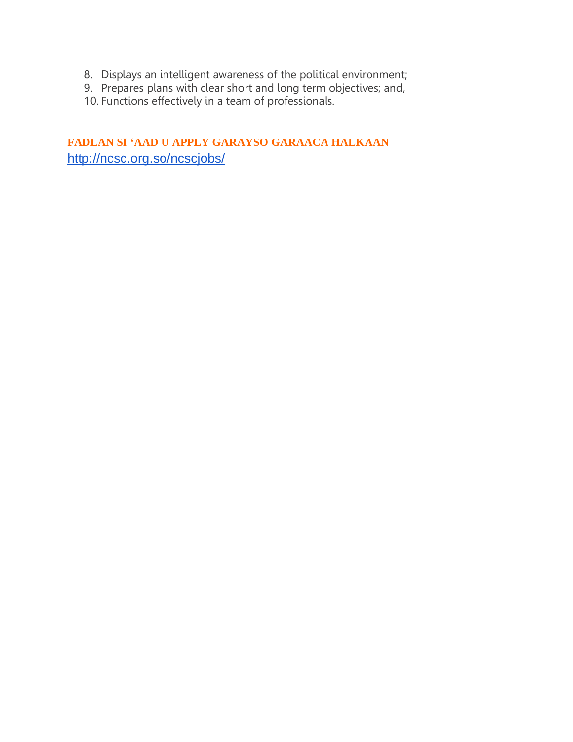8. Displays an intelligent awareness of the political environment;
9. Prepares plans with clear short and long term objectives; and,
10. Functions effectively in a team of professionals.

**FADLAN SI ‘AAD U APPLY GARAYSO GARAACA HALKAAN**
[http://ncsc.org.so/ncscjobs/](http://ncsc.org.so/ncscjobs/)